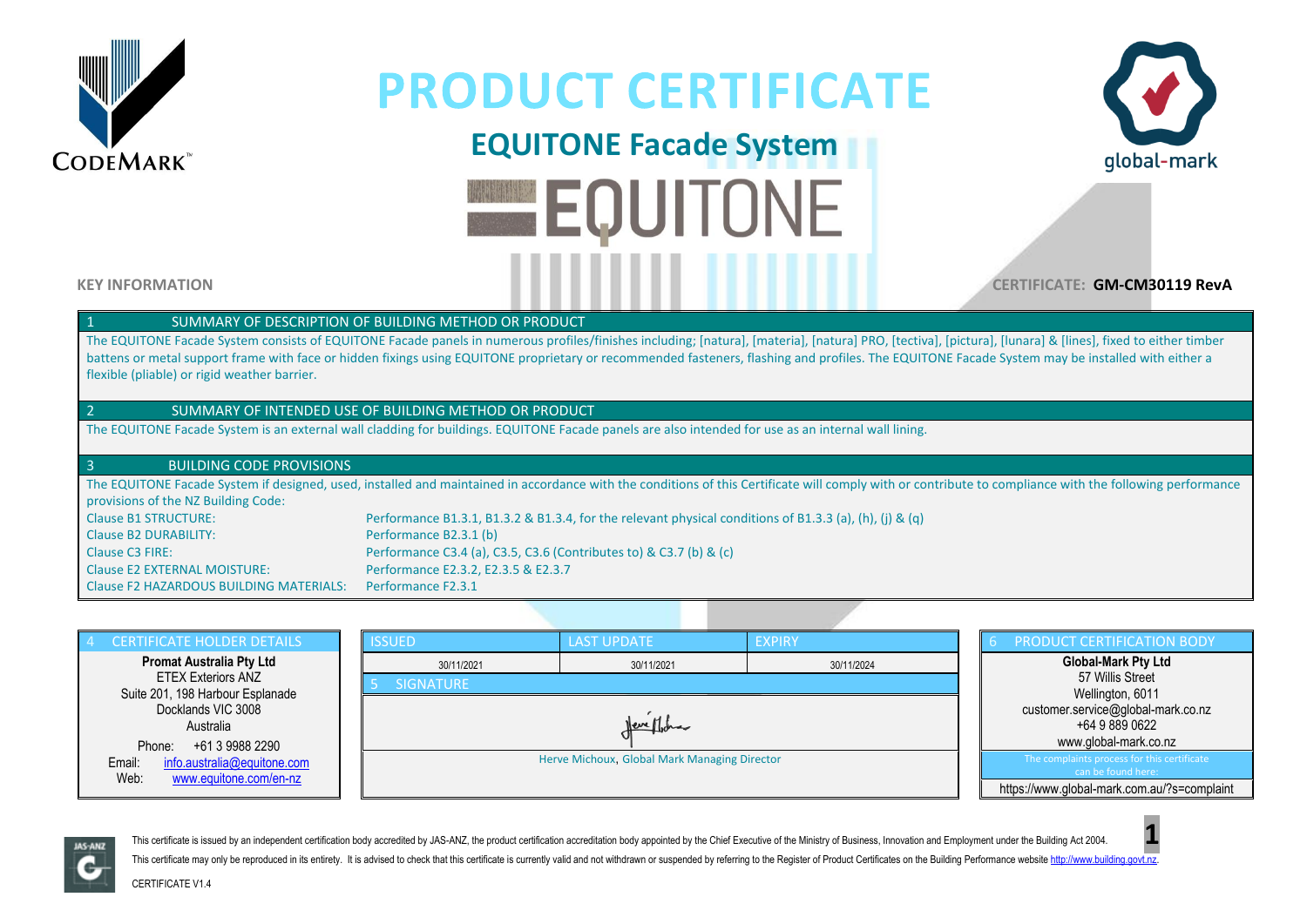# PRODUCT CERTIFICATE

## EQUITONE Facade System

EQUITONE

**KEY INFORMATION**

**CERTIFICATE: GM-CM30119 RevA**

### 1 SUMMARY OF DESCRIPTION OF BUILDING METHOD OR PRODUCT

The EQUITONE Facade System consists of EQUITONE Facade panels in numerous profiles/finishes including; [natura], [materia], [natura] PRO, [tectiva], [pictura], [lunara] & [lines], fixed to either timber battens or metal support frame with face or hidden fixings using EQUITONE proprietary or recommended fasteners, flashing and profiles. The EQUITONE Facade System may be installed with either a flexible (pliable) or rigid weather barrier.

### 2 SUMMARY OF INTENDED USE OF BUILDING METHOD OR PRODUCT

The EQUITONE Facade System is an external wall cladding for buildings. EQUITONE Facade panels are also intended for use as an internal wall lining.

### 3 BUILDING CODE PROVISIONS

The EQUITONE Facade System if designed, used, installed and maintained in accordance with the conditions of this Certificate will comply with or contribute to compliance with the following performance provisions of the NZ Building Code:

| | |
|---|---|
| Clause B1 STRUCTURE: | Performance B1.3.1, B1.3.2 & B1.3.4, for the relevant physical conditions of B1.3.3 (a), (h), (j) & (q) |
| Clause B2 DURABILITY: | Performance B2.3.1 (b) |
| Clause C3 FIRE: | Performance C3.4 (a), C3.5, C3.6 (Contributes to) & C3.7 (b) & (c) |
| Clause E2 EXTERNAL MOISTURE: | Performance E2.3.2, E2.3.5 & E2.3.7 |
| Clause F2 HAZARDOUS BUILDING MATERIALS: | Performance F2.3.1 |

### 4 CERTIFICATE HOLDER DETAILS

**Promat Australia Pty Ltd**
ETEX Exteriors ANZ
Suite 201, 198 Harbour Esplanade
Docklands VIC 3008
Australia
Phone: +61 3 9988 2290
Email: info.australia@equitone.com
Web: www.equitone.com/en-nz

| ISSUED | LAST UPDATE | EXPIRY |
|---|---|---|
| 30/11/2021 | 30/11/2021 | 30/11/2024 |

### 5 SIGNATURE

Herve Michoux, Global Mark Managing Director

### 6 PRODUCT CERTIFICATION BODY

**Global-Mark Pty Ltd**
57 Willis Street
Wellington, 6011
customer.service@global-mark.co.nz
+64 9 889 0622
www.global-mark.co.nz

The complaints process for this certificate can be found here:
https://www.global-mark.com.au/?s=complaint

This certificate is issued by an independent certification body accredited by JAS-ANZ, the product certification accreditation body appointed by the Chief Executive of the Ministry of Business, Innovation and Employment under the Building Act 2004.

This certificate may only be reproduced in its entirety. It is advised to check that this certificate is currently valid and not withdrawn or suspended by referring to the Register of Product Certificates on the Building Performance website http://www.building.govt.nz.

CERTIFICATE V1.4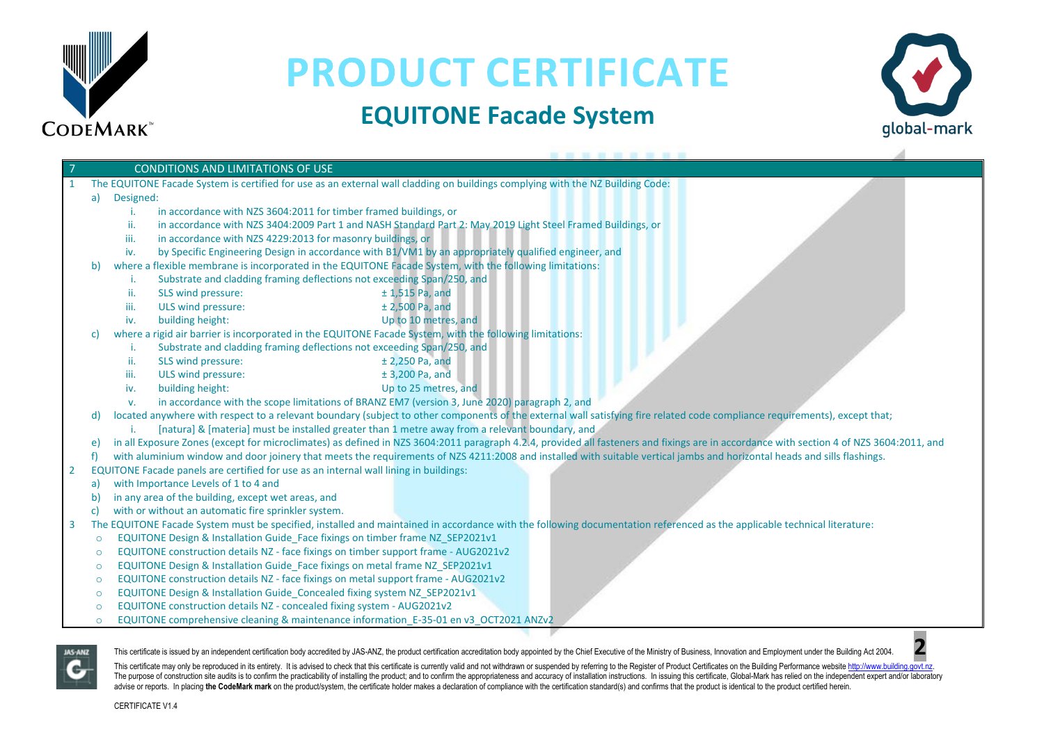# PRODUCT CERTIFICATE

## EQUITONE Facade System

## 7 CONDITIONS AND LIMITATIONS OF USE

1. The EQUITONE Facade System is certified for use as an external wall cladding on buildings complying with the NZ Building Code:
   a) Designed:
      i. in accordance with NZS 3604:2011 for timber framed buildings, or
      ii. in accordance with NZS 3404:2009 Part 1 and NASH Standard Part 2: May 2019 Light Steel Framed Buildings, or
      iii. in accordance with NZS 4229:2013 for masonry buildings, or
      iv. by Specific Engineering Design in accordance with B1/VM1 by an appropriately qualified engineer, and
   b) where a flexible membrane is incorporated in the EQUITONE Facade System, with the following limitations:
      i. Substrate and cladding framing deflections not exceeding Span/250, and
      ii. SLS wind pressure: ± 1,515 Pa, and
      iii. ULS wind pressure: ± 2,500 Pa, and
      iv. building height: Up to 10 metres, and
   c) where a rigid air barrier is incorporated in the EQUITONE Facade System, with the following limitations:
      i. Substrate and cladding framing deflections not exceeding Span/250, and
      ii. SLS wind pressure: ± 2,250 Pa, and
      iii. ULS wind pressure: ± 3,200 Pa, and
      iv. building height: Up to 25 metres, and
      v. in accordance with the scope limitations of BRANZ EM7 (version 3, June 2020) paragraph 2, and
   d) located anywhere with respect to a relevant boundary (subject to other components of the external wall satisfying fire related code compliance requirements), except that;
      i. [natura] & [materia] must be installed greater than 1 metre away from a relevant boundary, and
   e) in all Exposure Zones (except for microclimates) as defined in NZS 3604:2011 paragraph 4.2.4, provided all fasteners and fixings are in accordance with section 4 of NZS 3604:2011, and
   f) with aluminium window and door joinery that meets the requirements of NZS 4211:2008 and installed with suitable vertical jambs and horizontal heads and sills flashings.
2. EQUITONE Facade panels are certified for use as an internal wall lining in buildings:
   a) with Importance Levels of 1 to 4 and
   b) in any area of the building, except wet areas, and
   c) with or without an automatic fire sprinkler system.
3. The EQUITONE Facade System must be specified, installed and maintained in accordance with the following documentation referenced as the applicable technical literature:
   - EQUITONE Design & Installation Guide_Face fixings on timber frame NZ_SEP2021v1
   - EQUITONE construction details NZ - face fixings on timber support frame - AUG2021v2
   - EQUITONE Design & Installation Guide_Face fixings on metal frame NZ_SEP2021v1
   - EQUITONE construction details NZ - face fixings on metal support frame - AUG2021v2
   - EQUITONE Design & Installation Guide_Concealed fixing system NZ_SEP2021v1
   - EQUITONE construction details NZ - concealed fixing system - AUG2021v2
   - EQUITONE comprehensive cleaning & maintenance information_E-35-01 en v3_OCT2021 ANZv2

This certificate is issued by an independent certification body accredited by JAS-ANZ, the product certification accreditation body appointed by the Chief Executive of the Ministry of Business, Innovation and Employment under the Building Act 2004.

This certificate may only be reproduced in its entirety. It is advised to check that this certificate is currently valid and not withdrawn or suspended by referring to the Register of Product Certificates on the Building Performance website http://www.building.govt.nz. The purpose of construction site audits is to confirm the practicability of installing the product; and to confirm the appropriateness and accuracy of installation instructions. In issuing this certificate, Global-Mark has relied on the independent expert and/or laboratory advise or reports. In placing **the CodeMark mark** on the product/system, the certificate holder makes a declaration of compliance with the certification standard(s) and confirms that the product is identical to the product certified herein.

CERTIFICATE V1.4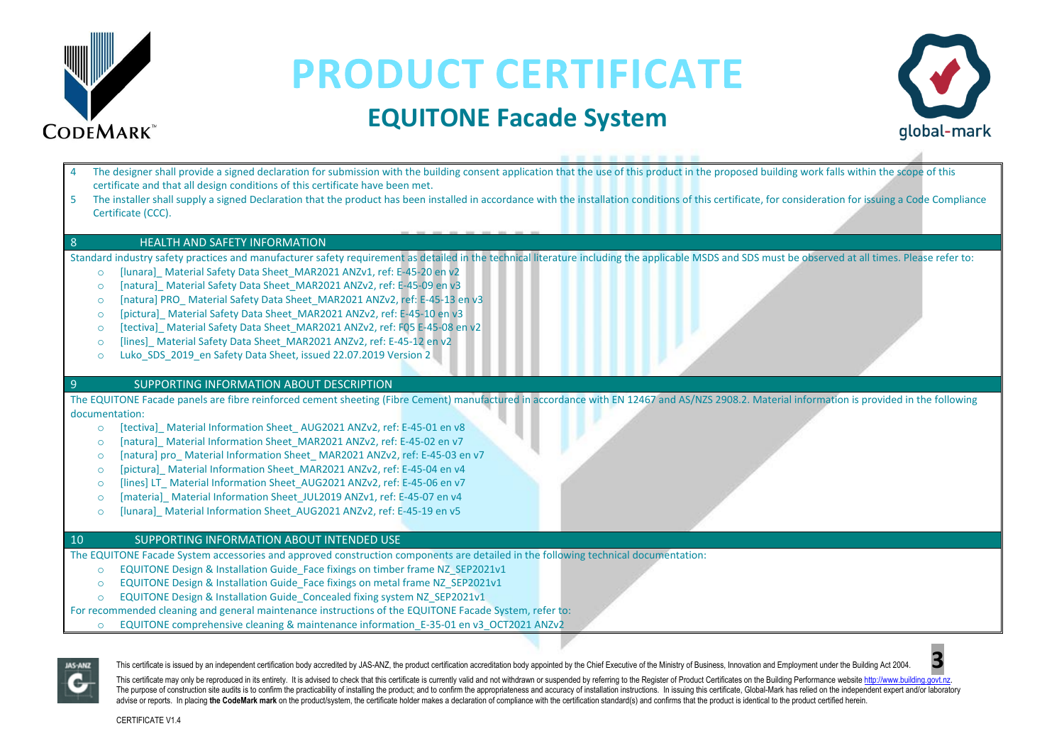4. The designer shall provide a signed declaration for submission with the building consent application that the use of this product in the proposed building work falls within the scope of this certificate and that all design conditions of this certificate have been met.
5. The installer shall supply a signed Declaration that the product has been installed in accordance with the installation conditions of this certificate, for consideration for issuing a Code Compliance Certificate (CCC).

## 8 HEALTH AND SAFETY INFORMATION

Standard industry safety practices and manufacturer safety requirement as detailed in the technical literature including the applicable MSDS and SDS must be observed at all times. Please refer to:

- [lunara]_ Material Safety Data Sheet_MAR2021 ANZv1, ref: E-45-20 en v2
- [natura]_ Material Safety Data Sheet_MAR2021 ANZv2, ref: E-45-09 en v3
- [natura] PRO_ Material Safety Data Sheet_MAR2021 ANZv2, ref: E-45-13 en v3
- [pictura]_ Material Safety Data Sheet_MAR2021 ANZv2, ref: E-45-10 en v3
- [tectiva]_ Material Safety Data Sheet_MAR2021 ANZv2, ref: F05 E-45-08 en v2
- [lines]_ Material Safety Data Sheet_MAR2021 ANZv2, ref: E-45-12 en v2
- Luko_SDS_2019_en Safety Data Sheet, issued 22.07.2019 Version 2

## 9 SUPPORTING INFORMATION ABOUT DESCRIPTION

The EQUITONE Facade panels are fibre reinforced cement sheeting (Fibre Cement) manufactured in accordance with EN 12467 and AS/NZS 2908.2. Material information is provided in the following documentation:

- [tectiva]_ Material Information Sheet_ AUG2021 ANZv2, ref: E-45-01 en v8
- [natura]_ Material Information Sheet_MAR2021 ANZv2, ref: E-45-02 en v7
- [natura] pro_ Material Information Sheet_ MAR2021 ANZv2, ref: E-45-03 en v7
- [pictura]_ Material Information Sheet_MAR2021 ANZv2, ref: E-45-04 en v4
- [lines] LT_ Material Information Sheet_AUG2021 ANZv2, ref: E-45-06 en v7
- [materia]_ Material Information Sheet_JUL2019 ANZv1, ref: E-45-07 en v4
- [lunara]_ Material Information Sheet_AUG2021 ANZv2, ref: E-45-19 en v5

## 10 SUPPORTING INFORMATION ABOUT INTENDED USE

The EQUITONE Facade System accessories and approved construction components are detailed in the following technical documentation:

- EQUITONE Design & Installation Guide_Face fixings on timber frame NZ_SEP2021v1
- EQUITONE Design & Installation Guide_Face fixings on metal frame NZ_SEP2021v1
- EQUITONE Design & Installation Guide_Concealed fixing system NZ_SEP2021v1

For recommended cleaning and general maintenance instructions of the EQUITONE Facade System, refer to:

- EQUITONE comprehensive cleaning & maintenance information_E-35-01 en v3_OCT2021 ANZv2

This certificate is issued by an independent certification body accredited by JAS-ANZ, the product certification accreditation body appointed by the Chief Executive of the Ministry of Business, Innovation and Employment under the Building Act 2004.

This certificate may only be reproduced in its entirety. It is advised to check that this certificate is currently valid and not withdrawn or suspended by referring to the Register of Product Certificates on the Building Performance website http://www.building.govt.nz. The purpose of construction site audits is to confirm the practicability of installing the product; and to confirm the appropriateness and accuracy of installation instructions. In issuing this certificate, Global-Mark has relied on the independent expert and/or laboratory advise or reports. In placing **the CodeMark mark** on the product/system, the certificate holder makes a declaration of compliance with the certification standard(s) and confirms that the product is identical to the product certified herein.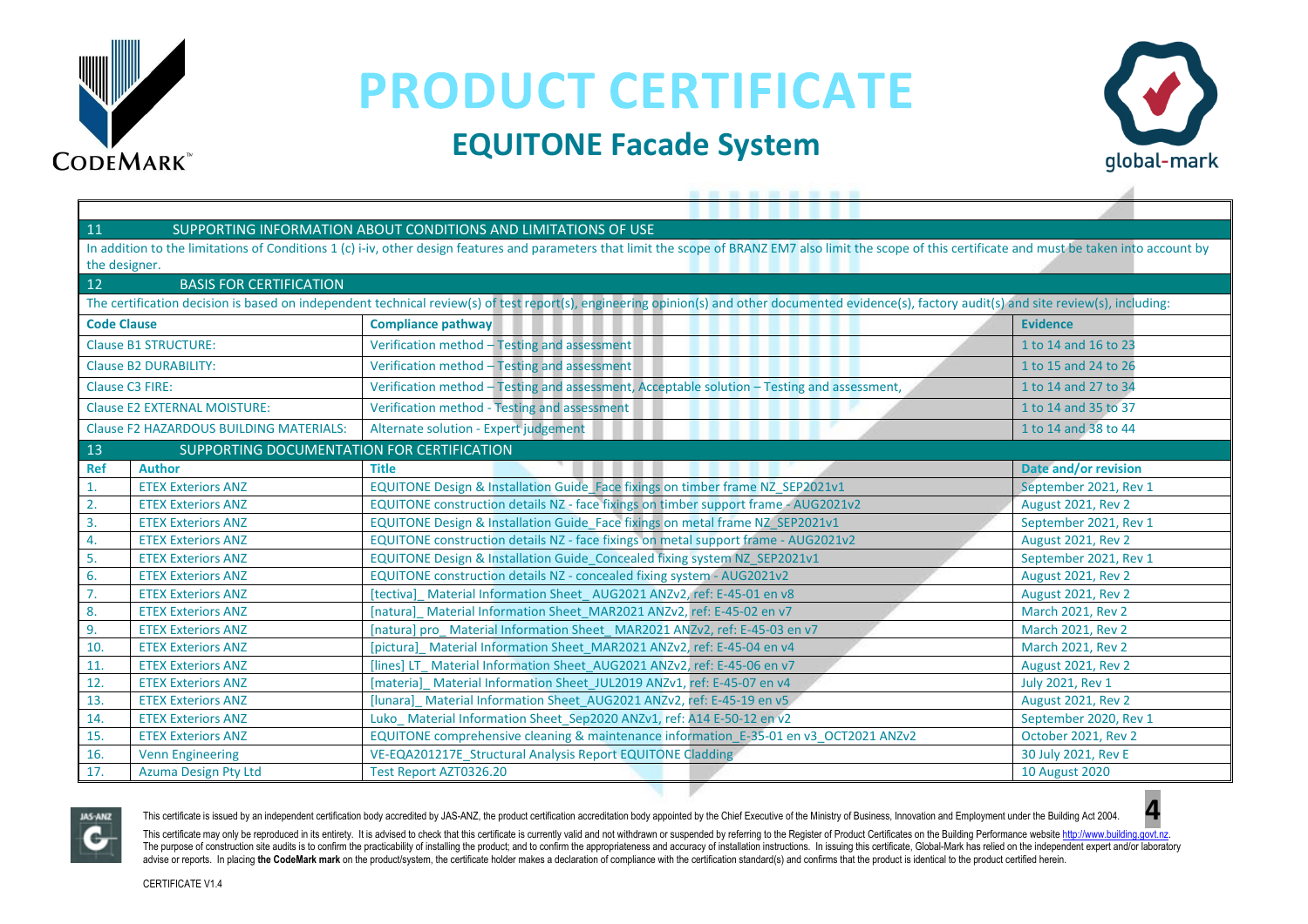# PRODUCT CERTIFICATE

## EQUITONE Facade System

### 11 SUPPORTING INFORMATION ABOUT CONDITIONS AND LIMITATIONS OF USE

In addition to the limitations of Conditions 1 (c) i-iv, other design features and parameters that limit the scope of BRANZ EM7 also limit the scope of this certificate and must be taken into account by the designer.

### 12 BASIS FOR CERTIFICATION

The certification decision is based on independent technical review(s) of test report(s), engineering opinion(s) and other documented evidence(s), factory audit(s) and site review(s), including:

| Code Clause | Compliance pathway | Evidence |
|---|---|---|
| Clause B1 STRUCTURE: | Verification method – Testing and assessment | 1 to 14 and 16 to 23 |
| Clause B2 DURABILITY: | Verification method – Testing and assessment | 1 to 15 and 24 to 26 |
| Clause C3 FIRE: | Verification method – Testing and assessment, Acceptable solution – Testing and assessment, | 1 to 14 and 27 to 34 |
| Clause E2 EXTERNAL MOISTURE: | Verification method - Testing and assessment | 1 to 14 and 35 to 37 |
| Clause F2 HAZARDOUS BUILDING MATERIALS: | Alternate solution - Expert judgement | 1 to 14 and 38 to 44 |

### 13 SUPPORTING DOCUMENTATION FOR CERTIFICATION

| Ref | Author | Title | Date and/or revision |
|---|---|---|---|
| 1. | ETEX Exteriors ANZ | EQUITONE Design & Installation Guide_Face fixings on timber frame NZ_SEP2021v1 | September 2021, Rev 1 |
| 2. | ETEX Exteriors ANZ | EQUITONE construction details NZ - face fixings on timber support frame - AUG2021v2 | August 2021, Rev 2 |
| 3. | ETEX Exteriors ANZ | EQUITONE Design & Installation Guide_Face fixings on metal frame NZ_SEP2021v1 | September 2021, Rev 1 |
| 4. | ETEX Exteriors ANZ | EQUITONE construction details NZ - face fixings on metal support frame - AUG2021v2 | August 2021, Rev 2 |
| 5. | ETEX Exteriors ANZ | EQUITONE Design & Installation Guide_Concealed fixing system NZ_SEP2021v1 | September 2021, Rev 1 |
| 6. | ETEX Exteriors ANZ | EQUITONE construction details NZ - concealed fixing system - AUG2021v2 | August 2021, Rev 2 |
| 7. | ETEX Exteriors ANZ | [tectiva]_ Material Information Sheet_ AUG2021 ANZv2, ref: E-45-01 en v8 | August 2021, Rev 2 |
| 8. | ETEX Exteriors ANZ | [natura]_ Material Information Sheet_MAR2021 ANZv2, ref: E-45-02 en v7 | March 2021, Rev 2 |
| 9. | ETEX Exteriors ANZ | [natura] pro_ Material Information Sheet_ MAR2021 ANZv2, ref: E-45-03 en v7 | March 2021, Rev 2 |
| 10. | ETEX Exteriors ANZ | [pictura]_ Material Information Sheet_MAR2021 ANZv2, ref: E-45-04 en v4 | March 2021, Rev 2 |
| 11. | ETEX Exteriors ANZ | [lines] LT_ Material Information Sheet_AUG2021 ANZv2, ref: E-45-06 en v7 | August 2021, Rev 2 |
| 12. | ETEX Exteriors ANZ | [materia]_ Material Information Sheet_JUL2019 ANZv1, ref: E-45-07 en v4 | July 2021, Rev 1 |
| 13. | ETEX Exteriors ANZ | [lunara]_ Material Information Sheet_AUG2021 ANZv2, ref: E-45-19 en v5 | August 2021, Rev 2 |
| 14. | ETEX Exteriors ANZ | Luko_ Material Information Sheet_Sep2020 ANZv1, ref: A14 E-50-12 en v2 | September 2020, Rev 1 |
| 15. | ETEX Exteriors ANZ | EQUITONE comprehensive cleaning & maintenance information_E-35-01 en v3_OCT2021 ANZv2 | October 2021, Rev 2 |
| 16. | Venn Engineering | VE-EQA201217E_Structural Analysis Report EQUITONE Cladding | 30 July 2021, Rev E |
| 17. | Azuma Design Pty Ltd | Test Report AZT0326.20 | 10 August 2020 |

This certificate is issued by an independent certification body accredited by JAS-ANZ, the product certification accreditation body appointed by the Chief Executive of the Ministry of Business, Innovation and Employment under the Building Act 2004.

This certificate may only be reproduced in its entirety. It is advised to check that this certificate is currently valid and not withdrawn or suspended by referring to the Register of Product Certificates on the Building Performance website http://www.building.govt.nz. The purpose of construction site audits is to confirm the practicability of installing the product; and to confirm the appropriateness and accuracy of installation instructions. In issuing this certificate, Global-Mark has relied on the independent expert and/or laboratory advise or reports. In placing **the CodeMark mark** on the product/system, the certificate holder makes a declaration of compliance with the certification standard(s) and confirms that the product is identical to the product certified herein.

CERTIFICATE V1.4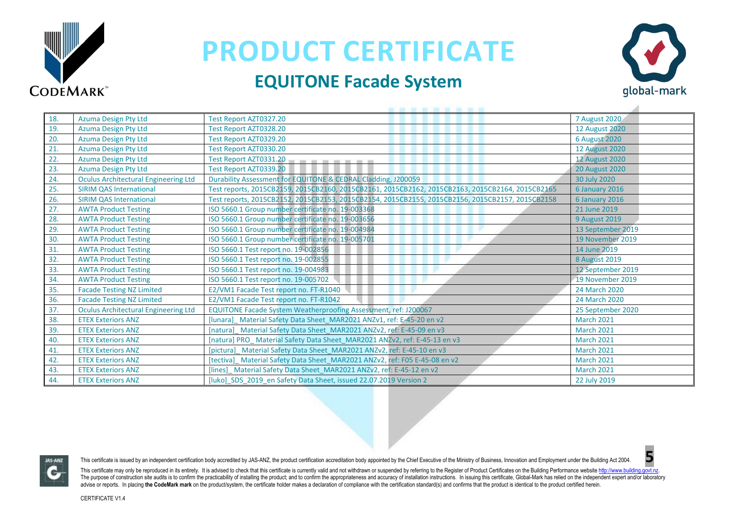# PRODUCT CERTIFICATE

## EQUITONE Facade System

| | | | |
|---|---|---|---|
| 18. | Azuma Design Pty Ltd | Test Report AZT0327.20 | 7 August 2020 |
| 19. | Azuma Design Pty Ltd | Test Report AZT0328.20 | 12 August 2020 |
| 20. | Azuma Design Pty Ltd | Test Report AZT0329.20 | 6 August 2020 |
| 21. | Azuma Design Pty Ltd | Test Report AZT0330.20 | 12 August 2020 |
| 22. | Azuma Design Pty Ltd | Test Report AZT0331.20 | 12 August 2020 |
| 23. | Azuma Design Pty Ltd | Test Report AZT0339.20 | 20 August 2020 |
| 24. | Oculus Architectural Engineering Ltd | Durability Assessment for EQUITONE & CEDRAL Cladding, J200059 | 30 July 2020 |
| 25. | SIRIM QAS International | Test reports, 2015CB2159, 2015CB2160, 2015CB2161, 2015CB2162, 2015CB2163, 2015CB2164, 2015CB2165 | 6 January 2016 |
| 26. | SIRIM QAS International | Test reports, 2015CB2152, 2015CB2153, 2015CB2154, 2015CB2155, 2015CB2156, 2015CB2157, 2015CB2158 | 6 January 2016 |
| 27. | AWTA Product Testing | ISO 5660.1 Group number certificate no. 19-003368 | 21 June 2019 |
| 28. | AWTA Product Testing | ISO 5660.1 Group number certificate no. 19-003656 | 9 August 2019 |
| 29. | AWTA Product Testing | ISO 5660.1 Group number certificate no. 19-004984 | 13 September 2019 |
| 30. | AWTA Product Testing | ISO 5660.1 Group number certificate no. 19-005701 | 19 November 2019 |
| 31. | AWTA Product Testing | ISO 5660.1 Test report no. 19-002856 | 14 June 2019 |
| 32. | AWTA Product Testing | ISO 5660.1 Test report no. 19-002855 | 8 August 2019 |
| 33. | AWTA Product Testing | ISO 5660.1 Test report no. 19-004983 | 12 September 2019 |
| 34. | AWTA Product Testing | ISO 5660.1 Test report no. 19-005702 | 19 November 2019 |
| 35. | Facade Testing NZ Limited | E2/VM1 Facade Test report no. FT-R1040 | 24 March 2020 |
| 36. | Facade Testing NZ Limited | E2/VM1 Facade Test report no. FT-R1042 | 24 March 2020 |
| 37. | Oculus Architectural Engineering Ltd | EQUITONE Facade System Weatherproofing Assessment, ref: J200067 | 25 September 2020 |
| 38. | ETEX Exteriors ANZ | [lunara]_ Material Safety Data Sheet_MAR2021 ANZv1, ref: E-45-20 en v2 | March 2021 |
| 39. | ETEX Exteriors ANZ | [natura]_ Material Safety Data Sheet_MAR2021 ANZv2, ref: E-45-09 en v3 | March 2021 |
| 40. | ETEX Exteriors ANZ | [natura] PRO_ Material Safety Data Sheet_MAR2021 ANZv2, ref: E-45-13 en v3 | March 2021 |
| 41. | ETEX Exteriors ANZ | [pictura]_ Material Safety Data Sheet_MAR2021 ANZv2, ref: E-45-10 en v3 | March 2021 |
| 42. | ETEX Exteriors ANZ | [tectiva]_ Material Safety Data Sheet_MAR2021 ANZv2, ref: F05 E-45-08 en v2 | March 2021 |
| 43. | ETEX Exteriors ANZ | [lines]_ Material Safety Data Sheet_MAR2021 ANZv2, ref: E-45-12 en v2 | March 2021 |
| 44. | ETEX Exteriors ANZ | [luko]_SDS_2019_en Safety Data Sheet, issued 22.07.2019 Version 2 | 22 July 2019 |

This certificate is issued by an independent certification body accredited by JAS-ANZ, the product certification accreditation body appointed by the Chief Executive of the Ministry of Business, Innovation and Employment under the Building Act 2004.

This certificate may only be reproduced in its entirety. It is advised to check that this certificate is currently valid and not withdrawn or suspended by referring to the Register of Product Certificates on the Building Performance website http://www.building.govt.nz. The purpose of construction site audits is to confirm the practicability of installing the product; and to confirm the appropriateness and accuracy of installation instructions. In issuing this certificate, Global-Mark has relied on the independent expert and/or laboratory advise or reports. In placing **the CodeMark mark** on the product/system, the certificate holder makes a declaration of compliance with the certification standard(s) and confirms that the product is identical to the product certified herein.

CERTIFICATE V1.4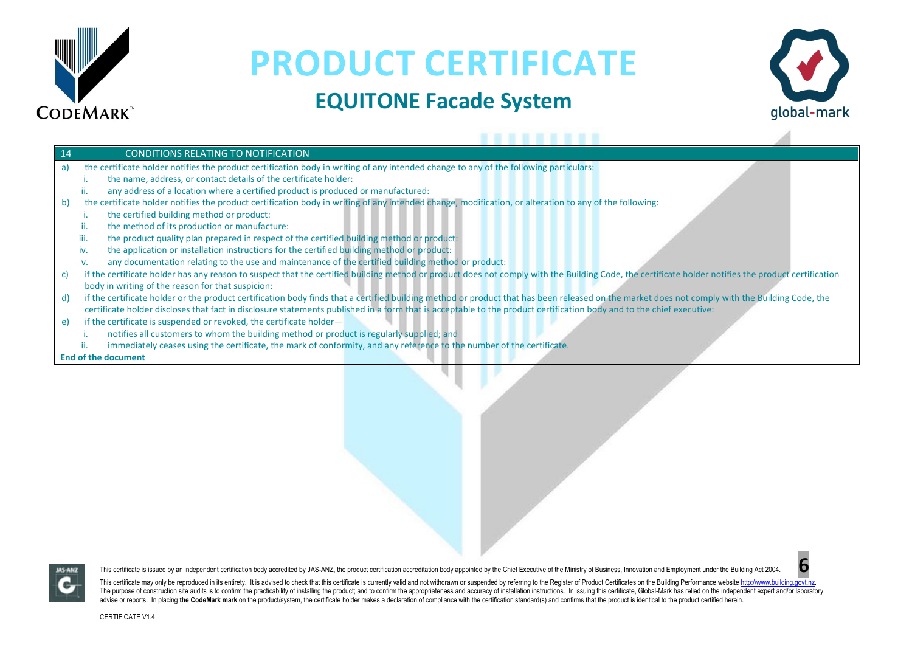## 14 CONDITIONS RELATING TO NOTIFICATION

a) the certificate holder notifies the product certification body in writing of any intended change to any of the following particulars:
   i. the name, address, or contact details of the certificate holder:
   ii. any address of a location where a certified product is produced or manufactured:

b) the certificate holder notifies the product certification body in writing of any intended change, modification, or alteration to any of the following:
   i. the certified building method or product:
   ii. the method of its production or manufacture:
   iii. the product quality plan prepared in respect of the certified building method or product:
   iv. the application or installation instructions for the certified building method or product:
   v. any documentation relating to the use and maintenance of the certified building method or product:

c) if the certificate holder has any reason to suspect that the certified building method or product does not comply with the Building Code, the certificate holder notifies the product certification body in writing of the reason for that suspicion:

d) if the certificate holder or the product certification body finds that a certified building method or product that has been released on the market does not comply with the Building Code, the certificate holder discloses that fact in disclosure statements published in a form that is acceptable to the product certification body and to the chief executive:

e) if the certificate is suspended or revoked, the certificate holder—
   i. notifies all customers to whom the building method or product is regularly supplied; and
   ii. immediately ceases using the certificate, the mark of conformity, and any reference to the number of the certificate.

**End of the document**

This certificate is issued by an independent certification body accredited by JAS-ANZ, the product certification accreditation body appointed by the Chief Executive of the Ministry of Business, Innovation and Employment under the Building Act 2004.

This certificate may only be reproduced in its entirety. It is advised to check that this certificate is currently valid and not withdrawn or suspended by referring to the Register of Product Certificates on the Building Performance website http://www.building.govt.nz. The purpose of construction site audits is to confirm the practicability of installing the product; and to confirm the appropriateness and accuracy of installation instructions. In issuing this certificate, Global-Mark has relied on the independent expert and/or laboratory advise or reports. In placing **the CodeMark mark** on the product/system, the certificate holder makes a declaration of compliance with the certification standard(s) and confirms that the product is identical to the product certified herein.

CERTIFICATE V1.4